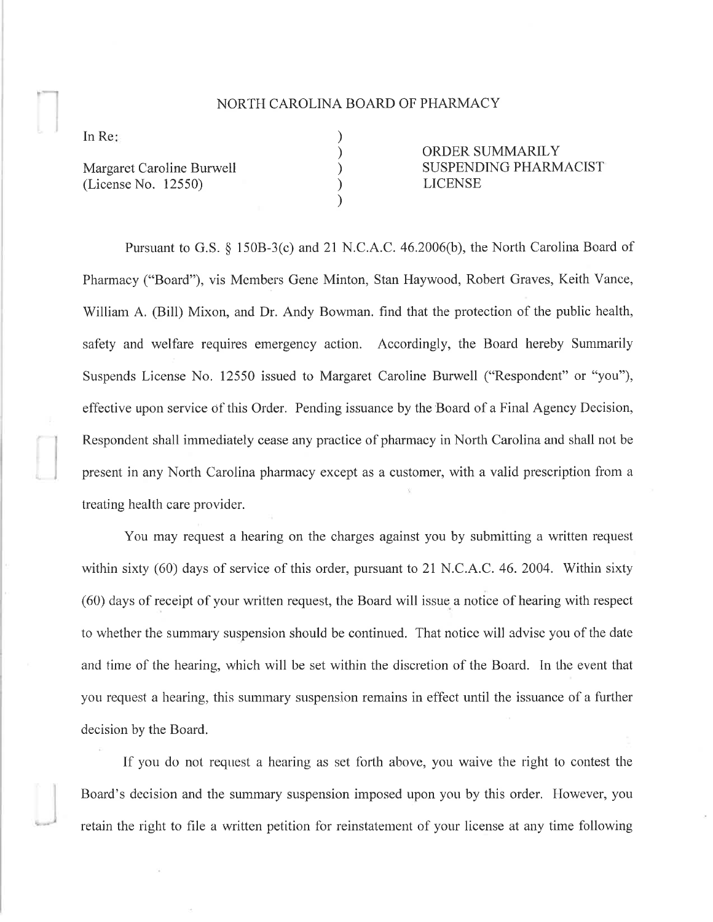# NORTH CAROLINA BOARD OF PHARMACY

| | | |
|---|---|---|
| In Re: | ) | |
| | ) | ORDER SUMMARILY |
| Margaret Caroline Burwell | ) | SUSPENDING PHARMACIST |
| (License No. 12550) | ) | LICENSE |
| | ) | |

Pursuant to G.S. § 150B-3(c) and 21 N.C.A.C. 46.2006(b), the North Carolina Board of Pharmacy ("Board"), vis Members Gene Minton, Stan Haywood, Robert Graves, Keith Vance, William A. (Bill) Mixon, and Dr. Andy Bowman. find that the protection of the public health, safety and welfare requires emergency action. Accordingly, the Board hereby Summarily Suspends License No. 12550 issued to Margaret Caroline Burwell ("Respondent" or "you"), effective upon service of this Order. Pending issuance by the Board of a Final Agency Decision, Respondent shall immediately cease any practice of pharmacy in North Carolina and shall not be present in any North Carolina pharmacy except as a customer, with a valid prescription from a treating health care provider.

You may request a hearing on the charges against you by submitting a written request within sixty (60) days of service of this order, pursuant to 21 N.C.A.C. 46. 2004. Within sixty (60) days of receipt of your written request, the Board will issue a notice of hearing with respect to whether the summary suspension should be continued. That notice will advise you of the date and time of the hearing, which will be set within the discretion of the Board. In the event that you request a hearing, this summary suspension remains in effect until the issuance of a further decision by the Board.

If you do not request a hearing as set forth above, you waive the right to contest the Board's decision and the summary suspension imposed upon you by this order. However, you retain the right to file a written petition for reinstatement of your license at any time following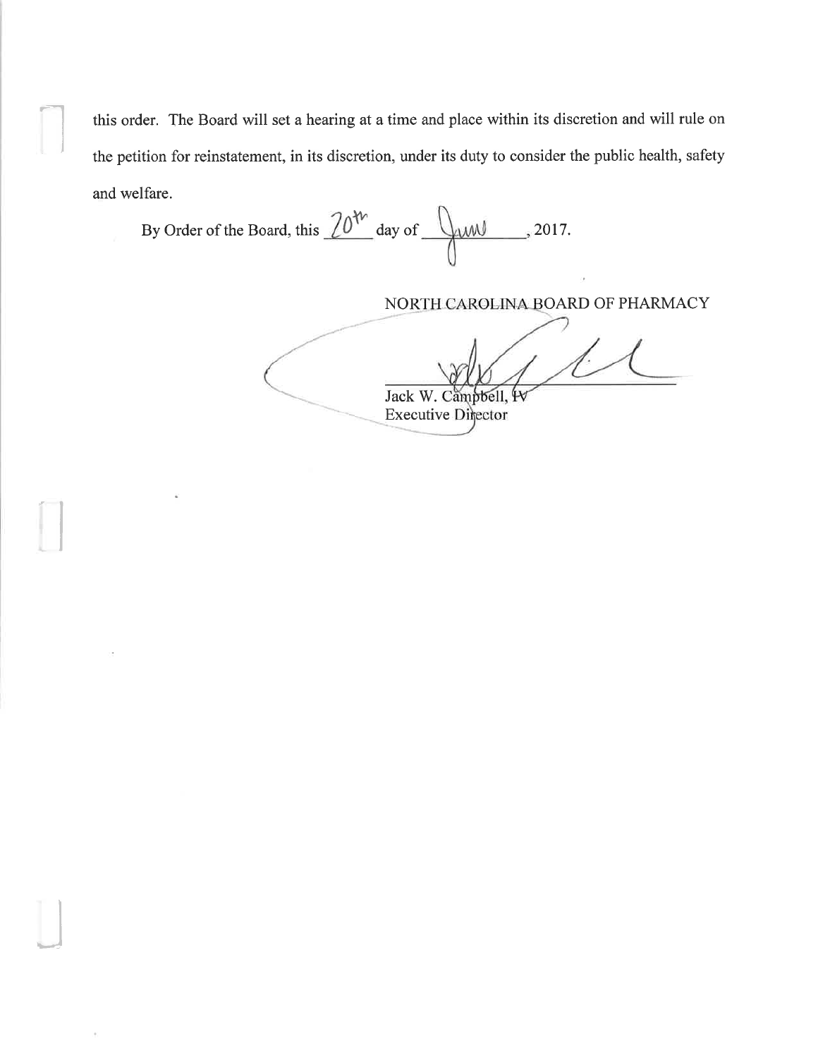this order. The Board will set a hearing at a time and place within its discretion and will rule on the petition for reinstatement, in its discretion, under its duty to consider the public health, safety and welfare.

By Order of the Board, this 20th day of June, 2017.

NORTH CAROLINA BOARD OF PHARMACY

Jack W. Campbell, IV
Executive Director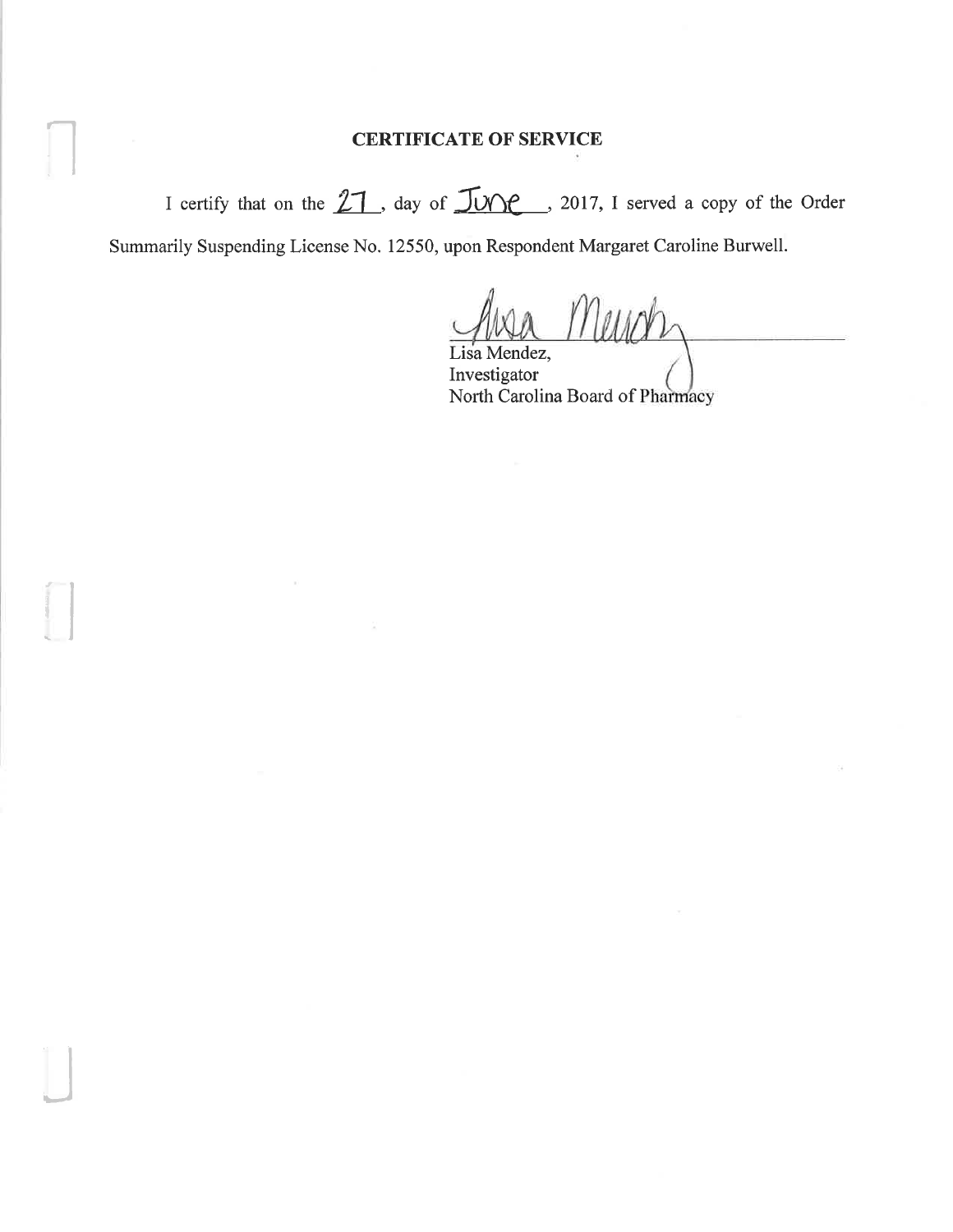## CERTIFICATE OF SERVICE

I certify that on the 27, day of June, 2017, I served a copy of the Order Summarily Suspending License No. 12550, upon Respondent Margaret Caroline Burwell.

Lisa Mendez,
Investigator
North Carolina Board of Pharmacy